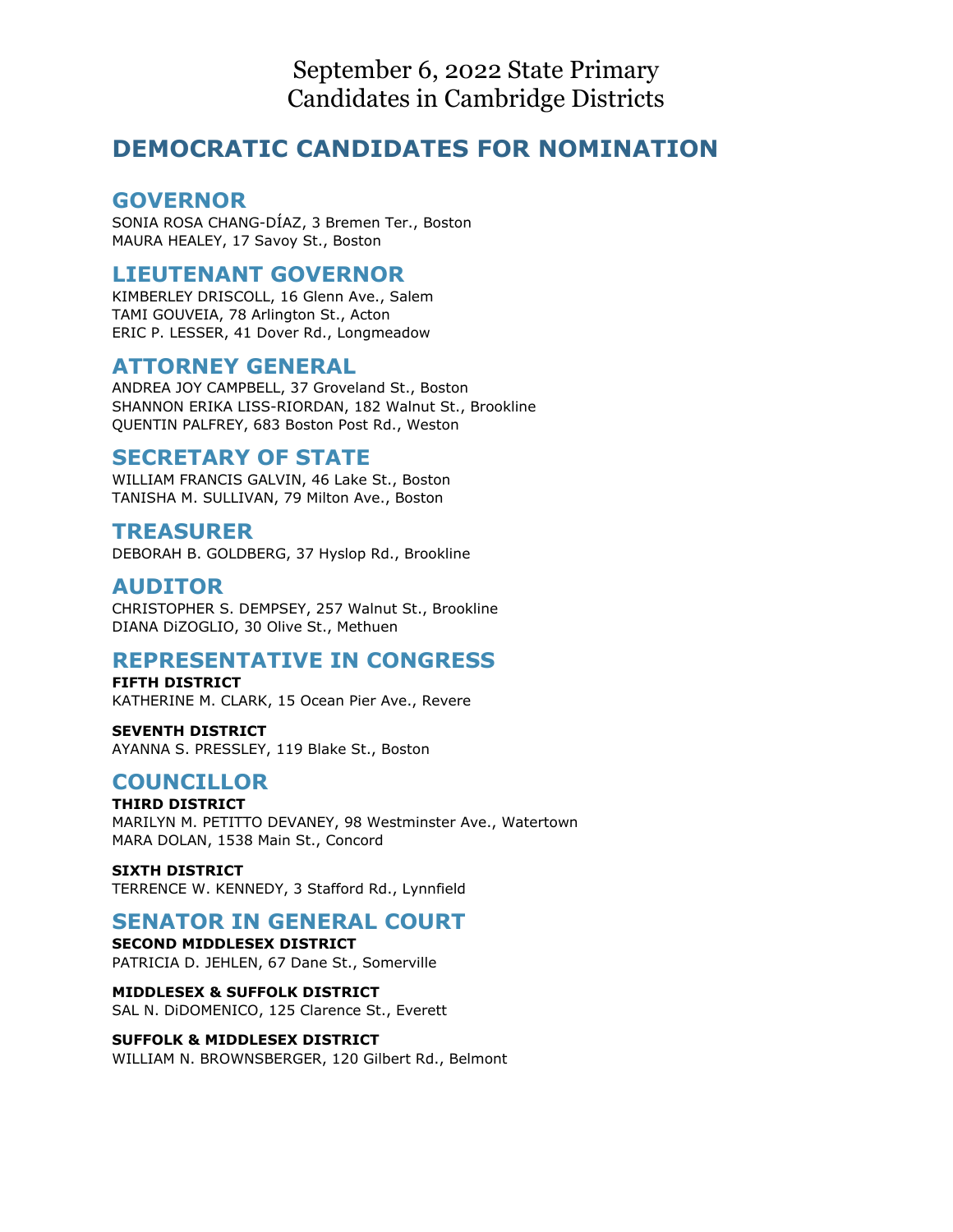# September 6, 2022 State Primary
# Candidates in Cambridge Districts

## DEMOCRATIC CANDIDATES FOR NOMINATION

### GOVERNOR

SONIA ROSA CHANG-DÍAZ, 3 Bremen Ter., Boston
MAURA HEALEY, 17 Savoy St., Boston

### LIEUTENANT GOVERNOR

KIMBERLEY DRISCOLL, 16 Glenn Ave., Salem
TAMI GOUVEIA, 78 Arlington St., Acton
ERIC P. LESSER, 41 Dover Rd., Longmeadow

### ATTORNEY GENERAL

ANDREA JOY CAMPBELL, 37 Groveland St., Boston
SHANNON ERIKA LISS-RIORDAN, 182 Walnut St., Brookline
QUENTIN PALFREY, 683 Boston Post Rd., Weston

### SECRETARY OF STATE

WILLIAM FRANCIS GALVIN, 46 Lake St., Boston
TANISHA M. SULLIVAN, 79 Milton Ave., Boston

### TREASURER

DEBORAH B. GOLDBERG, 37 Hyslop Rd., Brookline

### AUDITOR

CHRISTOPHER S. DEMPSEY, 257 Walnut St., Brookline
DIANA DiZOGLIO, 30 Olive St., Methuen

### REPRESENTATIVE IN CONGRESS

**FIFTH DISTRICT**
KATHERINE M. CLARK, 15 Ocean Pier Ave., Revere

**SEVENTH DISTRICT**
AYANNA S. PRESSLEY, 119 Blake St., Boston

### COUNCILLOR

**THIRD DISTRICT**
MARILYN M. PETITTO DEVANEY, 98 Westminster Ave., Watertown
MARA DOLAN, 1538 Main St., Concord

**SIXTH DISTRICT**
TERRENCE W. KENNEDY, 3 Stafford Rd., Lynnfield

### SENATOR IN GENERAL COURT

**SECOND MIDDLESEX DISTRICT**
PATRICIA D. JEHLEN, 67 Dane St., Somerville

**MIDDLESEX & SUFFOLK DISTRICT**
SAL N. DiDOMENICO, 125 Clarence St., Everett

**SUFFOLK & MIDDLESEX DISTRICT**
WILLIAM N. BROWNSBERGER, 120 Gilbert Rd., Belmont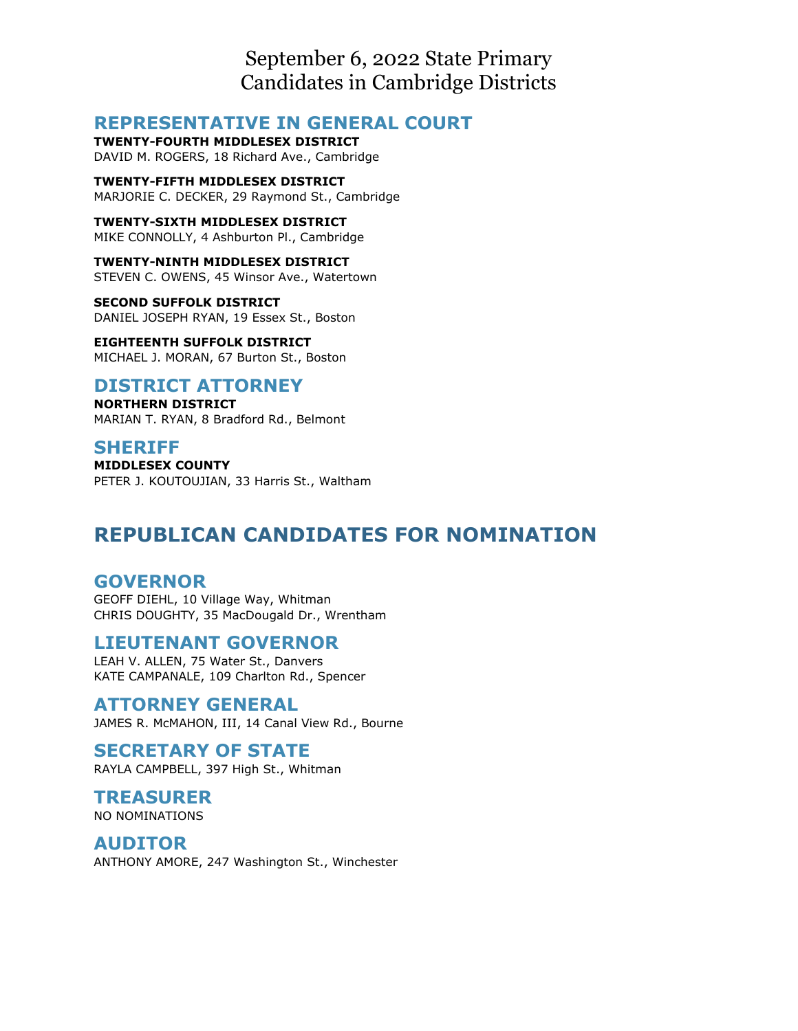# September 6, 2022 State Primary
# Candidates in Cambridge Districts

## REPRESENTATIVE IN GENERAL COURT

**TWENTY-FOURTH MIDDLESEX DISTRICT**
DAVID M. ROGERS, 18 Richard Ave., Cambridge

**TWENTY-FIFTH MIDDLESEX DISTRICT**
MARJORIE C. DECKER, 29 Raymond St., Cambridge

**TWENTY-SIXTH MIDDLESEX DISTRICT**
MIKE CONNOLLY, 4 Ashburton Pl., Cambridge

**TWENTY-NINTH MIDDLESEX DISTRICT**
STEVEN C. OWENS, 45 Winsor Ave., Watertown

**SECOND SUFFOLK DISTRICT**
DANIEL JOSEPH RYAN, 19 Essex St., Boston

**EIGHTEENTH SUFFOLK DISTRICT**
MICHAEL J. MORAN, 67 Burton St., Boston

## DISTRICT ATTORNEY

**NORTHERN DISTRICT**
MARIAN T. RYAN, 8 Bradford Rd., Belmont

## SHERIFF

**MIDDLESEX COUNTY**
PETER J. KOUTOUJIAN, 33 Harris St., Waltham

# REPUBLICAN CANDIDATES FOR NOMINATION

## GOVERNOR

GEOFF DIEHL, 10 Village Way, Whitman
CHRIS DOUGHTY, 35 MacDougald Dr., Wrentham

## LIEUTENANT GOVERNOR

LEAH V. ALLEN, 75 Water St., Danvers
KATE CAMPANALE, 109 Charlton Rd., Spencer

## ATTORNEY GENERAL

JAMES R. McMAHON, III, 14 Canal View Rd., Bourne

## SECRETARY OF STATE

RAYLA CAMPBELL, 397 High St., Whitman

## TREASURER

NO NOMINATIONS

## AUDITOR

ANTHONY AMORE, 247 Washington St., Winchester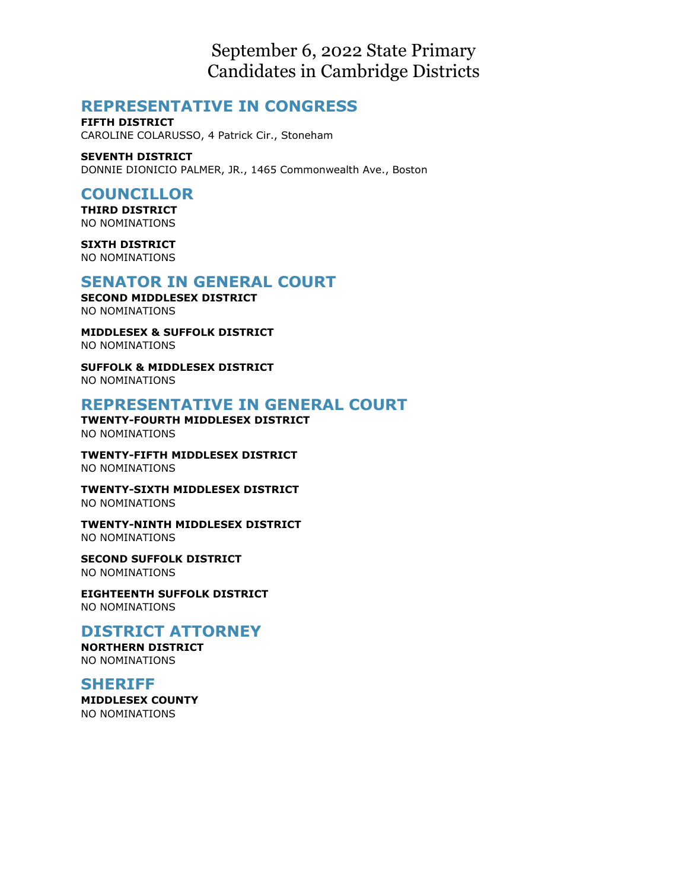# September 6, 2022 State Primary
# Candidates in Cambridge Districts

## REPRESENTATIVE IN CONGRESS

**FIFTH DISTRICT**
CAROLINE COLARUSSO, 4 Patrick Cir., Stoneham

**SEVENTH DISTRICT**
DONNIE DIONICIO PALMER, JR., 1465 Commonwealth Ave., Boston

## COUNCILLOR

**THIRD DISTRICT**
NO NOMINATIONS

**SIXTH DISTRICT**
NO NOMINATIONS

## SENATOR IN GENERAL COURT

**SECOND MIDDLESEX DISTRICT**
NO NOMINATIONS

**MIDDLESEX & SUFFOLK DISTRICT**
NO NOMINATIONS

**SUFFOLK & MIDDLESEX DISTRICT**
NO NOMINATIONS

## REPRESENTATIVE IN GENERAL COURT

**TWENTY-FOURTH MIDDLESEX DISTRICT**
NO NOMINATIONS

**TWENTY-FIFTH MIDDLESEX DISTRICT**
NO NOMINATIONS

**TWENTY-SIXTH MIDDLESEX DISTRICT**
NO NOMINATIONS

**TWENTY-NINTH MIDDLESEX DISTRICT**
NO NOMINATIONS

**SECOND SUFFOLK DISTRICT**
NO NOMINATIONS

**EIGHTEENTH SUFFOLK DISTRICT**
NO NOMINATIONS

## DISTRICT ATTORNEY

**NORTHERN DISTRICT**
NO NOMINATIONS

## SHERIFF

**MIDDLESEX COUNTY**
NO NOMINATIONS